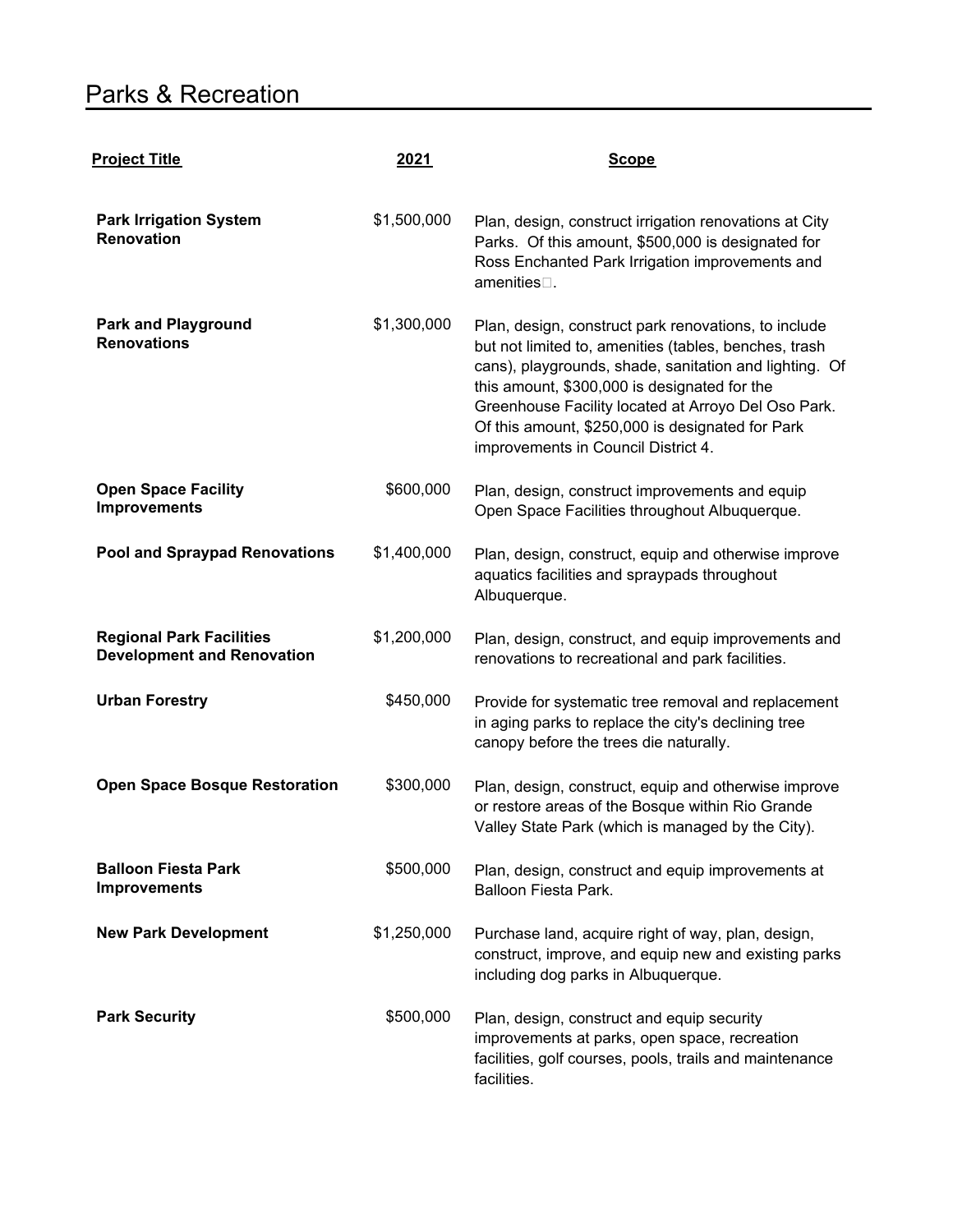# Parks & Recreation

| Project Title | 2021 | Scope |
|---|---|---|
| **Park Irrigation System Renovation** | $1,500,000 | Plan, design, construct irrigation renovations at City Parks. Of this amount, $500,000 is designated for Ross Enchanted Park Irrigation improvements and amenities. |
| **Park and Playground Renovations** | $1,300,000 | Plan, design, construct park renovations, to include but not limited to, amenities (tables, benches, trash cans), playgrounds, shade, sanitation and lighting. Of this amount, $300,000 is designated for the Greenhouse Facility located at Arroyo Del Oso Park. Of this amount, $250,000 is designated for Park improvements in Council District 4. |
| **Open Space Facility Improvements** | $600,000 | Plan, design, construct improvements and equip Open Space Facilities throughout Albuquerque. |
| **Pool and Spraypad Renovations** | $1,400,000 | Plan, design, construct, equip and otherwise improve aquatics facilities and spraypads throughout Albuquerque. |
| **Regional Park Facilities Development and Renovation** | $1,200,000 | Plan, design, construct, and equip improvements and renovations to recreational and park facilities. |
| **Urban Forestry** | $450,000 | Provide for systematic tree removal and replacement in aging parks to replace the city's declining tree canopy before the trees die naturally. |
| **Open Space Bosque Restoration** | $300,000 | Plan, design, construct, equip and otherwise improve or restore areas of the Bosque within Rio Grande Valley State Park (which is managed by the City). |
| **Balloon Fiesta Park Improvements** | $500,000 | Plan, design, construct and equip improvements at Balloon Fiesta Park. |
| **New Park Development** | $1,250,000 | Purchase land, acquire right of way, plan, design, construct, improve, and equip new and existing parks including dog parks in Albuquerque. |
| **Park Security** | $500,000 | Plan, design, construct and equip security improvements at parks, open space, recreation facilities, golf courses, pools, trails and maintenance facilities. |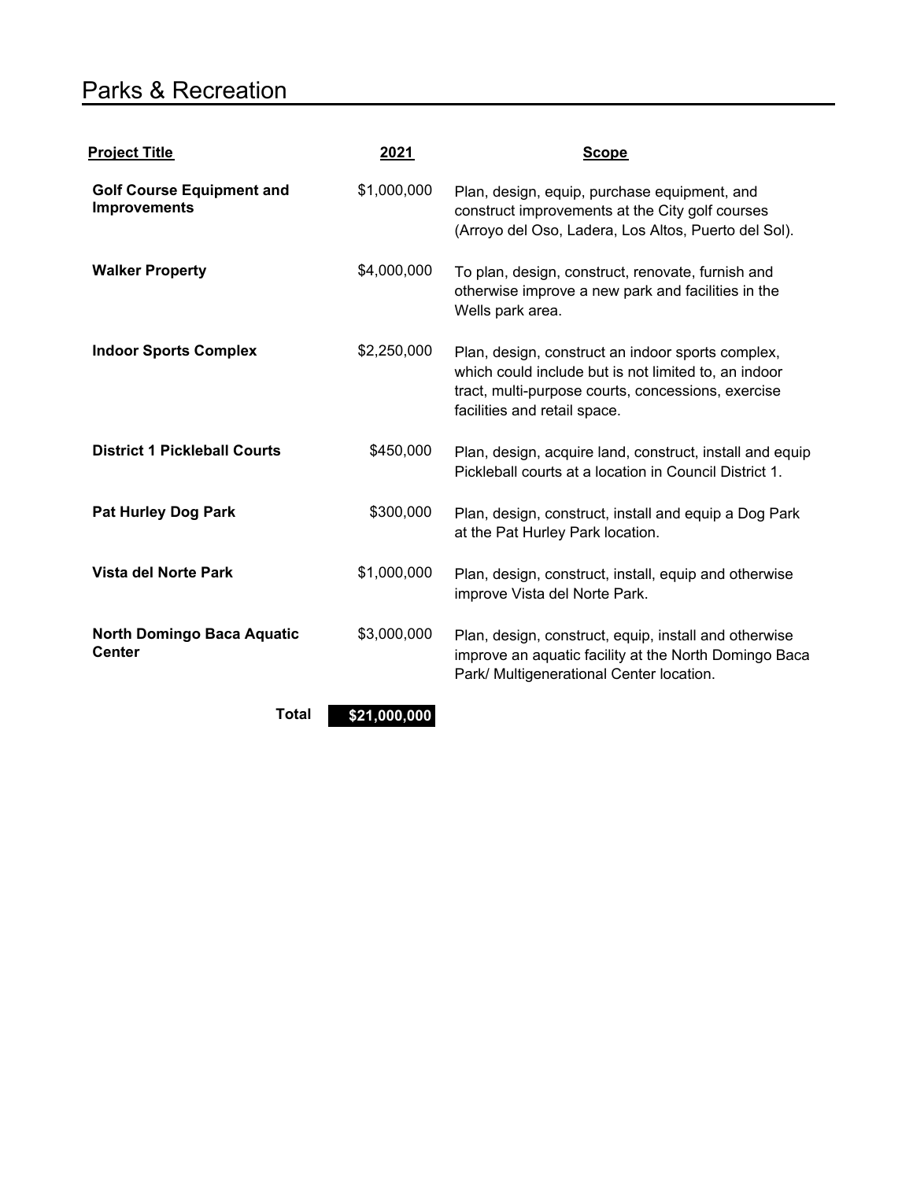# Parks & Recreation

| Project Title | 2021 | Scope |
|---|---|---|
| **Golf Course Equipment and Improvements** | $1,000,000 | Plan, design, equip, purchase equipment, and construct improvements at the City golf courses (Arroyo del Oso, Ladera, Los Altos, Puerto del Sol). |
| **Walker Property** | $4,000,000 | To plan, design, construct, renovate, furnish and otherwise improve a new park and facilities in the Wells park area. |
| **Indoor Sports Complex** | $2,250,000 | Plan, design, construct an indoor sports complex, which could include but is not limited to, an indoor tract, multi-purpose courts, concessions, exercise facilities and retail space. |
| **District 1 Pickleball Courts** | $450,000 | Plan, design, acquire land, construct, install and equip Pickleball courts at a location in Council District 1. |
| **Pat Hurley Dog Park** | $300,000 | Plan, design, construct, install and equip a Dog Park at the Pat Hurley Park location. |
| **Vista del Norte Park** | $1,000,000 | Plan, design, construct, install, equip and otherwise improve Vista del Norte Park. |
| **North Domingo Baca Aquatic Center** | $3,000,000 | Plan, design, construct, equip, install and otherwise improve an aquatic facility at the North Domingo Baca Park/ Multigenerational Center location. |
| **Total** | **$21,000,000** | |